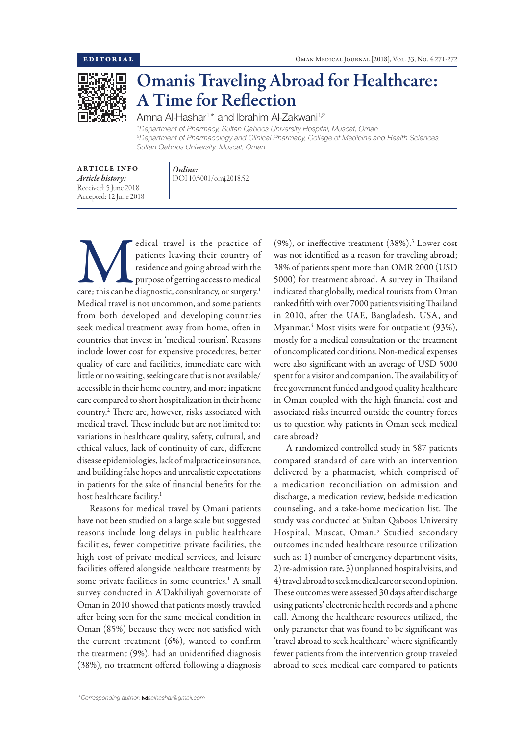EDITORIAL

# Omanis Traveling Abroad for Healthcare: A Time for Reflection

Amna Al-Hashar[1]* and Ibrahim Al-Zakwani[1,2]

[1]Department of Pharmacy, Sultan Qaboos University Hospital, Muscat, Oman
[2]Department of Pharmacology and Clinical Pharmacy, College of Medicine and Health Sciences, Sultan Qaboos University, Muscat, Oman

**ARTICLE INFO**
*Article history:*
Received: 5 June 2018
Accepted: 12 June 2018

*Online:*
DOI 10.5001/omj.2018.52

Medical travel is the practice of patients leaving their country of residence and going abroad with the purpose of getting access to medical care; this can be diagnostic, consultancy, or surgery.[1] Medical travel is not uncommon, and some patients from both developed and developing countries seek medical treatment away from home, often in countries that invest in 'medical tourism'. Reasons include lower cost for expensive procedures, better quality of care and facilities, immediate care with little or no waiting, seeking care that is not available/accessible in their home country, and more inpatient care compared to short hospitalization in their home country.[2] There are, however, risks associated with medical travel. These include but are not limited to: variations in healthcare quality, safety, cultural, and ethical values, lack of continuity of care, different disease epidemiologies, lack of malpractice insurance, and building false hopes and unrealistic expectations in patients for the sake of financial benefits for the host healthcare facility.[1]

Reasons for medical travel by Omani patients have not been studied on a large scale but suggested reasons include long delays in public healthcare facilities, fewer competitive private facilities, the high cost of private medical services, and leisure facilities offered alongside healthcare treatments by some private facilities in some countries.[1] A small survey conducted in A'Dakhiliyah governorate of Oman in 2010 showed that patients mostly traveled after being seen for the same medical condition in Oman (85%) because they were not satisfied with the current treatment (6%), wanted to confirm the treatment (9%), had an unidentified diagnosis (38%), no treatment offered following a diagnosis (9%), or ineffective treatment (38%).[3] Lower cost was not identified as a reason for traveling abroad; 38% of patients spent more than OMR 2000 (USD 5000) for treatment abroad. A survey in Thailand indicated that globally, medical tourists from Oman ranked fifth with over 7000 patients visiting Thailand in 2010, after the UAE, Bangladesh, USA, and Myanmar.[4] Most visits were for outpatient (93%), mostly for a medical consultation or the treatment of uncomplicated conditions. Non-medical expenses were also significant with an average of USD 5000 spent for a visitor and companion. The availability of free government funded and good quality healthcare in Oman coupled with the high financial cost and associated risks incurred outside the country forces us to question why patients in Oman seek medical care abroad?

A randomized controlled study in 587 patients compared standard of care with an intervention delivered by a pharmacist, which comprised of a medication reconciliation on admission and discharge, a medication review, bedside medication counseling, and a take-home medication list. The study was conducted at Sultan Qaboos University Hospital, Muscat, Oman.[5] Studied secondary outcomes included healthcare resource utilization such as: 1) number of emergency department visits, 2) re-admission rate, 3) unplanned hospital visits, and 4) travel abroad to seek medical care or second opinion. These outcomes were assessed 30 days after discharge using patients' electronic health records and a phone call. Among the healthcare resources utilized, the only parameter that was found to be significant was 'travel abroad to seek healthcare' where significantly fewer patients from the intervention group traveled abroad to seek medical care compared to patients

*Corresponding author: aalhashar@gmail.com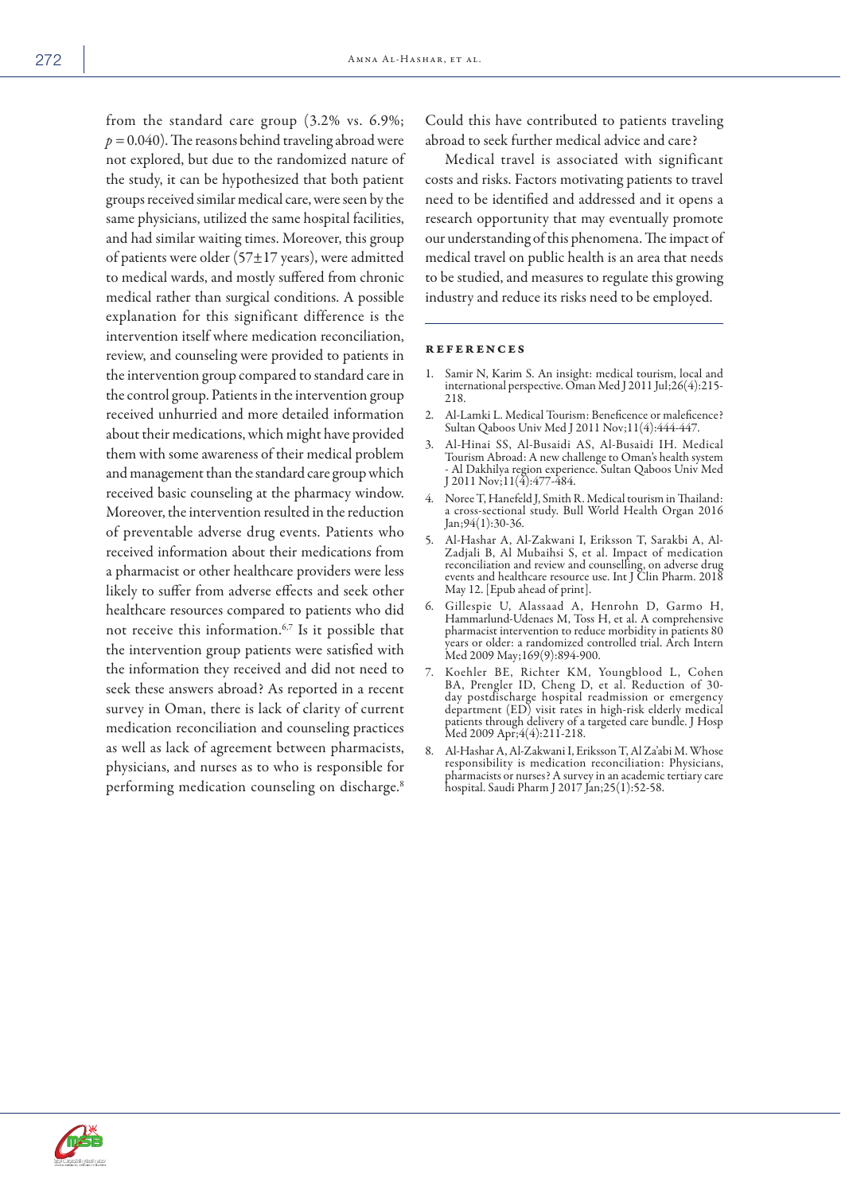from the standard care group (3.2% vs. 6.9%; $p = 0.040$). The reasons behind traveling abroad were not explored, but due to the randomized nature of the study, it can be hypothesized that both patient groups received similar medical care, were seen by the same physicians, utilized the same hospital facilities, and had similar waiting times. Moreover, this group of patients were older (57±17 years), were admitted to medical wards, and mostly suffered from chronic medical rather than surgical conditions. A possible explanation for this significant difference is the intervention itself where medication reconciliation, review, and counseling were provided to patients in the intervention group compared to standard care in the control group. Patients in the intervention group received unhurried and more detailed information about their medications, which might have provided them with some awareness of their medical problem and management than the standard care group which received basic counseling at the pharmacy window. Moreover, the intervention resulted in the reduction of preventable adverse drug events. Patients who received information about their medications from a pharmacist or other healthcare providers were less likely to suffer from adverse effects and seek other healthcare resources compared to patients who did not receive this information.[6,7] Is it possible that the intervention group patients were satisfied with the information they received and did not need to seek these answers abroad? As reported in a recent survey in Oman, there is lack of clarity of current medication reconciliation and counseling practices as well as lack of agreement between pharmacists, physicians, and nurses as to who is responsible for performing medication counseling on discharge.[8] Could this have contributed to patients traveling abroad to seek further medical advice and care?

Medical travel is associated with significant costs and risks. Factors motivating patients to travel need to be identified and addressed and it opens a research opportunity that may eventually promote our understanding of this phenomena. The impact of medical travel on public health is an area that needs to be studied, and measures to regulate this growing industry and reduce its risks need to be employed.

## References

1. Samir N, Karim S. An insight: medical tourism, local and international perspective. Oman Med J 2011 Jul;26(4):215-218.
2. Al-Lamki L. Medical Tourism: Beneficence or maleficence? Sultan Qaboos Univ Med J 2011 Nov;11(4):444-447.
3. Al-Hinai SS, Al-Busaidi AS, Al-Busaidi IH. Medical Tourism Abroad: A new challenge to Oman's health system - Al Dakhilya region experience. Sultan Qaboos Univ Med J 2011 Nov;11(4):477-484.
4. Noree T, Hanefeld J, Smith R. Medical tourism in Thailand: a cross-sectional study. Bull World Health Organ 2016 Jan;94(1):30-36.
5. Al-Hashar A, Al-Zakwani I, Eriksson T, Sarakbi A, Al-Zadjali B, Al Mubaihsi S, et al. Impact of medication reconciliation and review and counselling, on adverse drug events and healthcare resource use. Int J Clin Pharm. 2018 May 12. [Epub ahead of print].
6. Gillespie U, Alassaad A, Henrohn D, Garmo H, Hammarlund-Udenaes M, Toss H, et al. A comprehensive pharmacist intervention to reduce morbidity in patients 80 years or older: a randomized controlled trial. Arch Intern Med 2009 May;169(9):894-900.
7. Koehler BE, Richter KM, Youngblood L, Cohen BA, Prengler ID, Cheng D, et al. Reduction of 30-day postdischarge hospital readmission or emergency department (ED) visit rates in high-risk elderly medical patients through delivery of a targeted care bundle. J Hosp Med 2009 Apr;4(4):211-218.
8. Al-Hashar A, Al-Zakwani I, Eriksson T, Al Za'abi M. Whose responsibility is medication reconciliation: Physicians, pharmacists or nurses? A survey in an academic tertiary care hospital. Saudi Pharm J 2017 Jan;25(1):52-58.